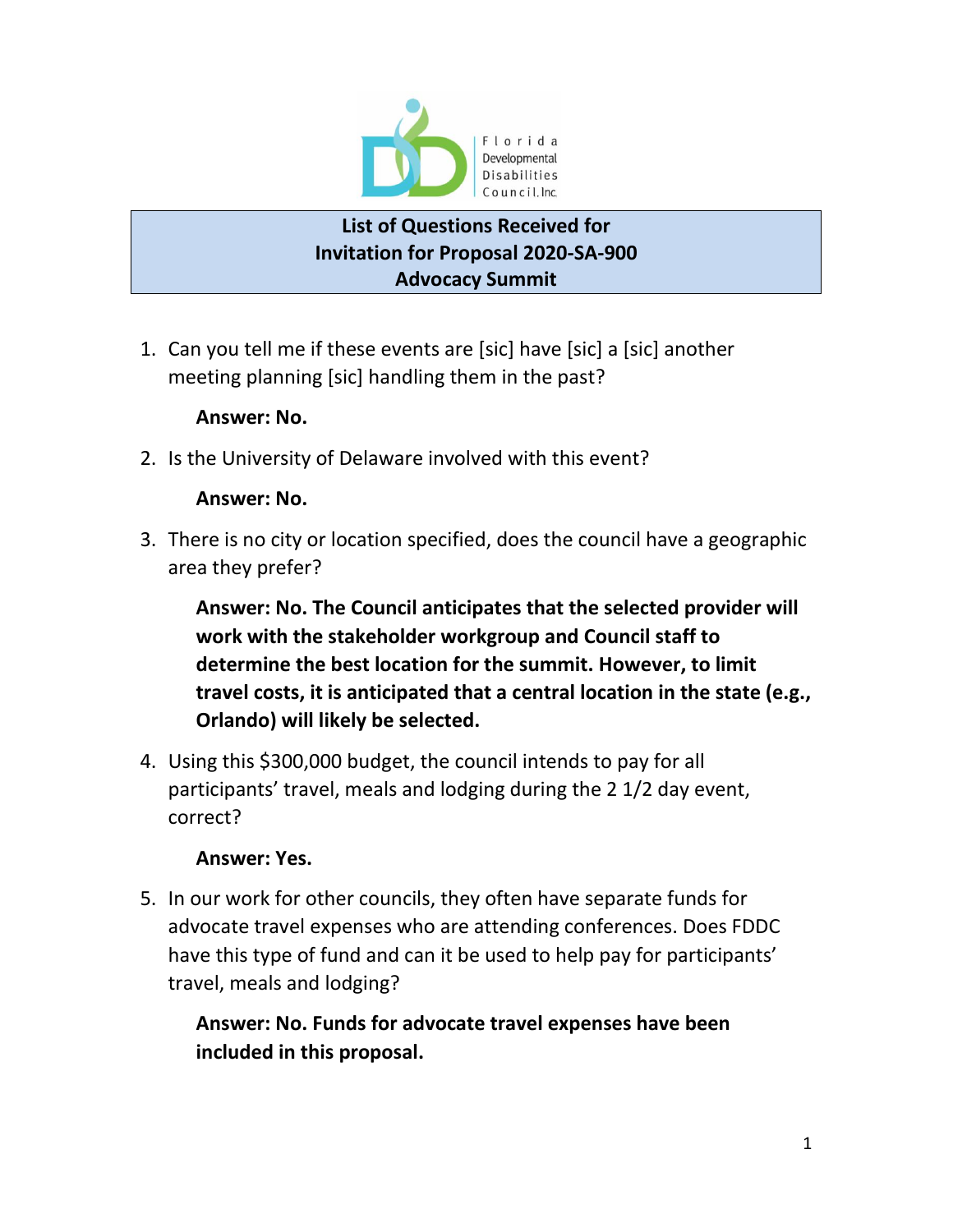Florida Developmental Disabilities Council, Inc.

**List of Questions Received for**
**Invitation for Proposal 2020-SA-900**
**Advocacy Summit**

1. Can you tell me if these events are [sic] have [sic] a [sic] another meeting planning [sic] handling them in the past?

   **Answer: No.**

2. Is the University of Delaware involved with this event?

   **Answer: No.**

3. There is no city or location specified, does the council have a geographic area they prefer?

   **Answer: No. The Council anticipates that the selected provider will work with the stakeholder workgroup and Council staff to determine the best location for the summit. However, to limit travel costs, it is anticipated that a central location in the state (e.g., Orlando) will likely be selected.**

4. Using this $300,000 budget, the council intends to pay for all participants' travel, meals and lodging during the 2 1/2 day event, correct?

   **Answer: Yes.**

5. In our work for other councils, they often have separate funds for advocate travel expenses who are attending conferences. Does FDDC have this type of fund and can it be used to help pay for participants' travel, meals and lodging?

   **Answer: No. Funds for advocate travel expenses have been included in this proposal.**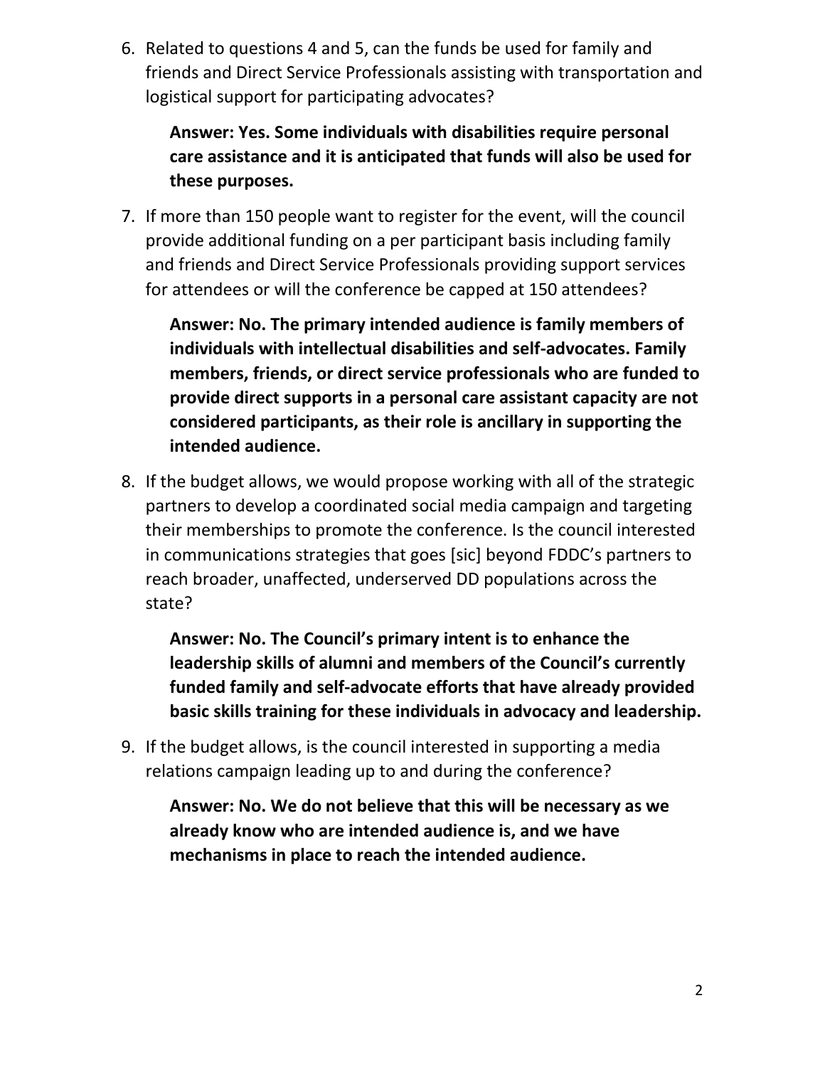6. Related to questions 4 and 5, can the funds be used for family and friends and Direct Service Professionals assisting with transportation and logistical support for participating advocates?

   **Answer: Yes. Some individuals with disabilities require personal care assistance and it is anticipated that funds will also be used for these purposes.**

7. If more than 150 people want to register for the event, will the council provide additional funding on a per participant basis including family and friends and Direct Service Professionals providing support services for attendees or will the conference be capped at 150 attendees?

   **Answer: No. The primary intended audience is family members of individuals with intellectual disabilities and self-advocates. Family members, friends, or direct service professionals who are funded to provide direct supports in a personal care assistant capacity are not considered participants, as their role is ancillary in supporting the intended audience.**

8. If the budget allows, we would propose working with all of the strategic partners to develop a coordinated social media campaign and targeting their memberships to promote the conference. Is the council interested in communications strategies that goes [sic] beyond FDDC's partners to reach broader, unaffected, underserved DD populations across the state?

   **Answer: No. The Council's primary intent is to enhance the leadership skills of alumni and members of the Council's currently funded family and self-advocate efforts that have already provided basic skills training for these individuals in advocacy and leadership.**

9. If the budget allows, is the council interested in supporting a media relations campaign leading up to and during the conference?

   **Answer: No. We do not believe that this will be necessary as we already know who are intended audience is, and we have mechanisms in place to reach the intended audience.**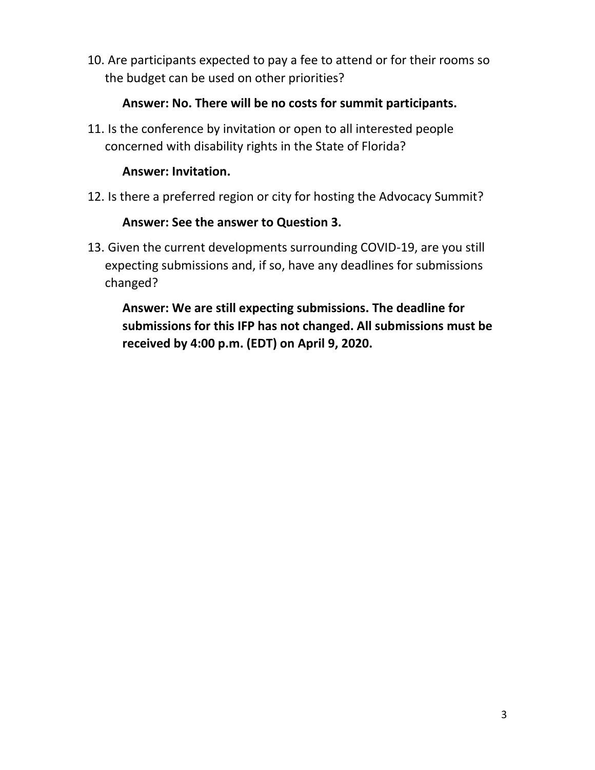10. Are participants expected to pay a fee to attend or for their rooms so the budget can be used on other priorities?

    **Answer: No. There will be no costs for summit participants.**

11. Is the conference by invitation or open to all interested people concerned with disability rights in the State of Florida?

    **Answer: Invitation.**

12. Is there a preferred region or city for hosting the Advocacy Summit?

    **Answer: See the answer to Question 3.**

13. Given the current developments surrounding COVID-19, are you still expecting submissions and, if so, have any deadlines for submissions changed?

    **Answer: We are still expecting submissions. The deadline for submissions for this IFP has not changed. All submissions must be received by 4:00 p.m. (EDT) on April 9, 2020.**